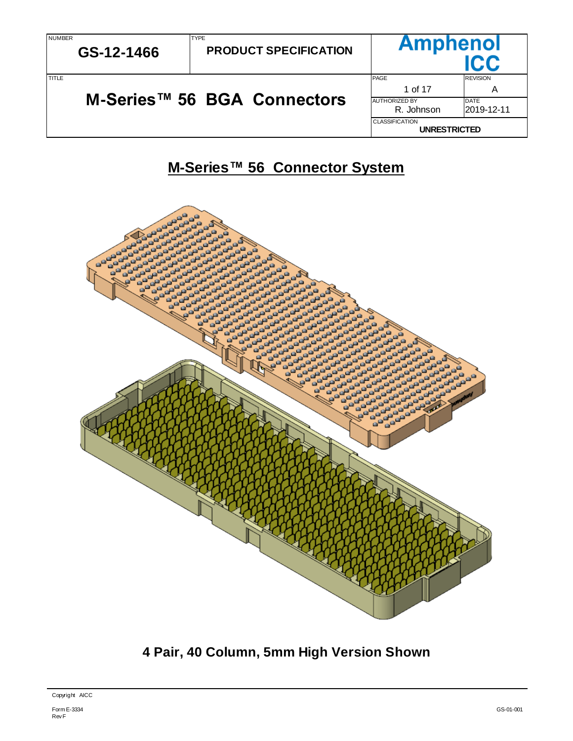| NUMBER | TYPE | Amphenol ICC | |
|---|---|---|---|
| **GS-12-1466** | **PRODUCT SPECIFICATION** | | |
| TITLE | | PAGE | REVISION |
| **M-Series™ 56 BGA Connectors** | | 1 of 17 | A |
| | | AUTHORIZED BY | DATE |
| | | R. Johnson | 2019-12-11 |
| | | CLASSIFICATION | |
| | | **UNRESTRICTED** | |

# M-Series™ 56 Connector System

**4 Pair, 40 Column, 5mm High Version Shown**

Copyright AICC

Form E-3334
Rev F

GS-01-001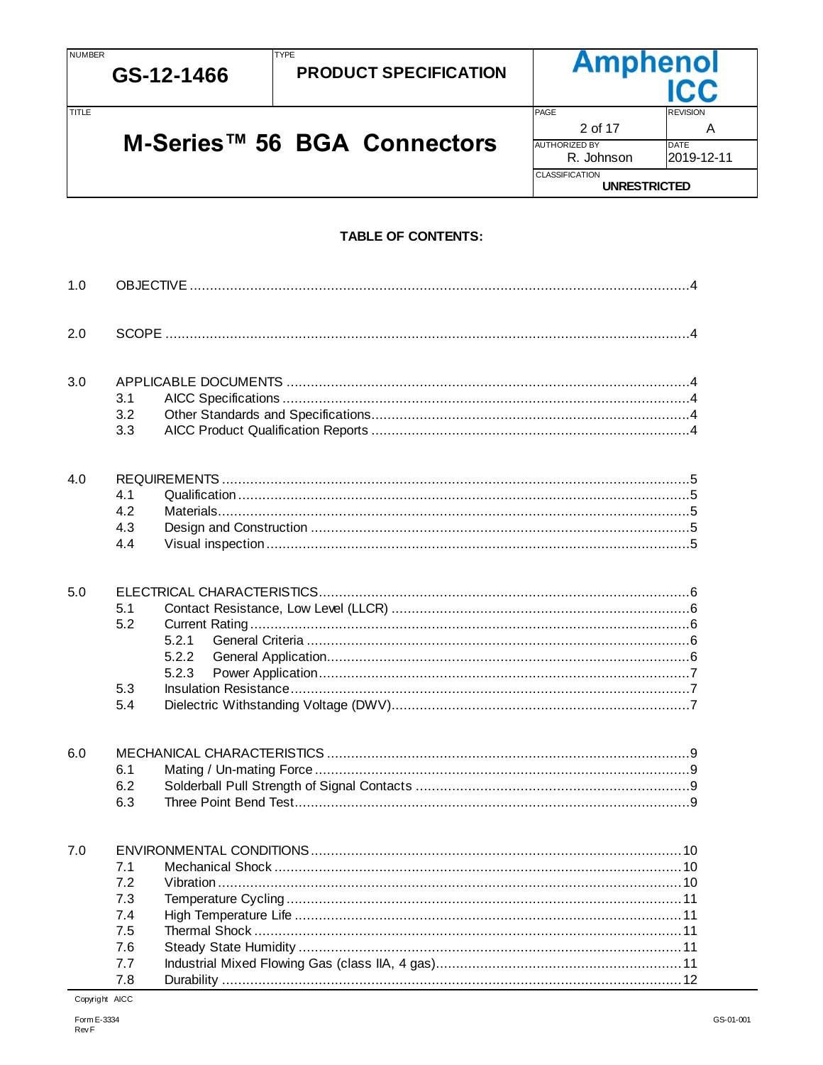**TABLE OF CONTENTS:**

1.0 OBJECTIVE ..... 4

2.0 SCOPE ..... 4

3.0 APPLICABLE DOCUMENTS ..... 4
- 3.1 AICC Specifications ..... 4
- 3.2 Other Standards and Specifications ..... 4
- 3.3 AICC Product Qualification Reports ..... 4

4.0 REQUIREMENTS ..... 5
- 4.1 Qualification ..... 5
- 4.2 Materials ..... 5
- 4.3 Design and Construction ..... 5
- 4.4 Visual inspection ..... 5

5.0 ELECTRICAL CHARACTERISTICS ..... 6
- 5.1 Contact Resistance, Low Level (LLCR) ..... 6
- 5.2 Current Rating ..... 6
  - 5.2.1 General Criteria ..... 6
  - 5.2.2 General Application ..... 6
  - 5.2.3 Power Application ..... 7
- 5.3 Insulation Resistance ..... 7
- 5.4 Dielectric Withstanding Voltage (DWV) ..... 7

6.0 MECHANICAL CHARACTERISTICS ..... 9
- 6.1 Mating / Un-mating Force ..... 9
- 6.2 Solderball Pull Strength of Signal Contacts ..... 9
- 6.3 Three Point Bend Test ..... 9

7.0 ENVIRONMENTAL CONDITIONS ..... 10
- 7.1 Mechanical Shock ..... 10
- 7.2 Vibration ..... 10
- 7.3 Temperature Cycling ..... 11
- 7.4 High Temperature Life ..... 11
- 7.5 Thermal Shock ..... 11
- 7.6 Steady State Humidity ..... 11
- 7.7 Industrial Mixed Flowing Gas (class IIA, 4 gas) ..... 11
- 7.8 Durability ..... 12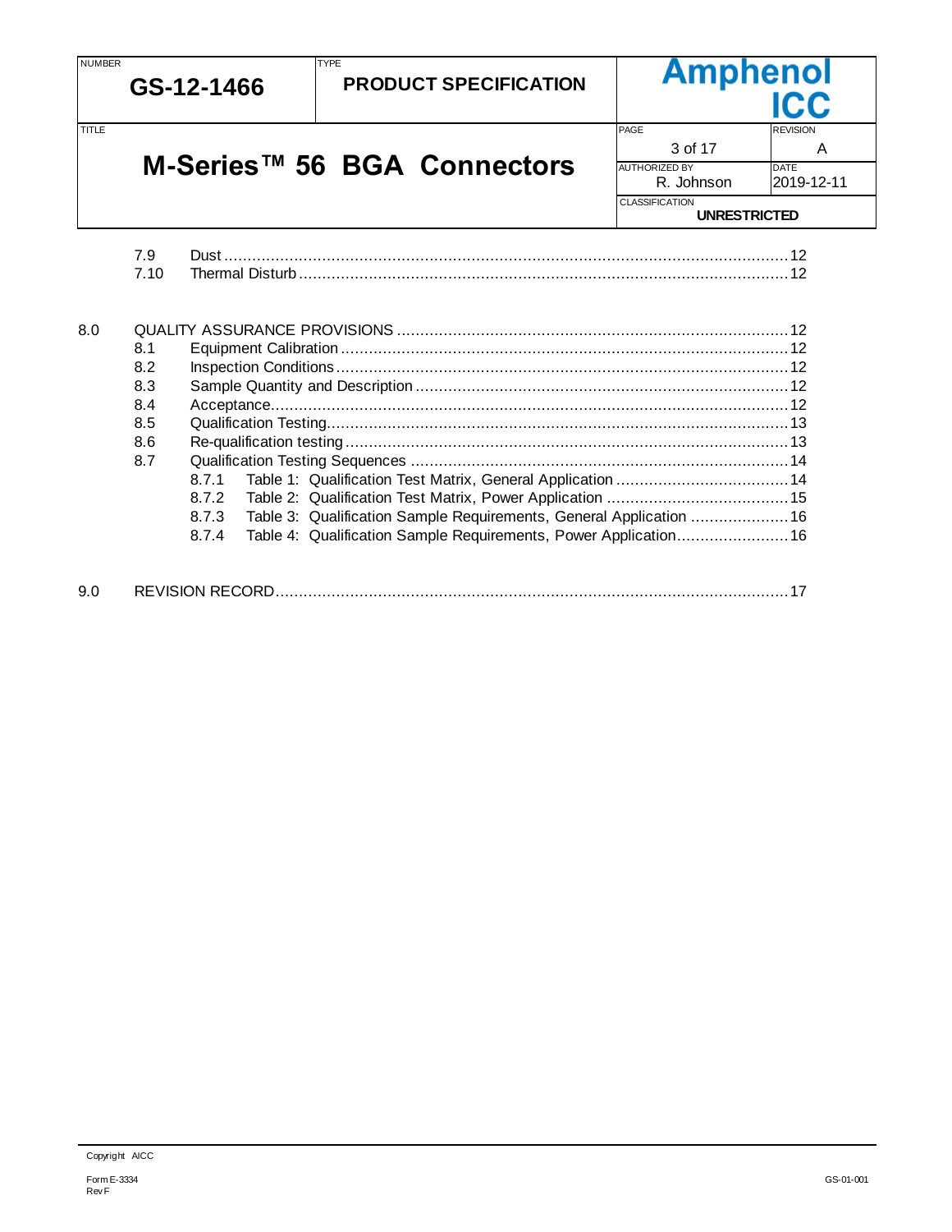7.9 Dust ........................................................................................................................12
7.10 Thermal Disturb .........................................................................................................12

8.0 QUALITY ASSURANCE PROVISIONS ....................................................................................12
8.1 Equipment Calibration ................................................................................................12
8.2 Inspection Conditions .................................................................................................12
8.3 Sample Quantity and Description ................................................................................12
8.4 Acceptance..............................................................................................................12
8.5 Qualification Testing...................................................................................................13
8.6 Re-qualification testing ...............................................................................................13
8.7 Qualification Testing Sequences .................................................................................14
8.7.1 Table 1: Qualification Test Matrix, General Application .....................................14
8.7.2 Table 2: Qualification Test Matrix, Power Application .......................................15
8.7.3 Table 3: Qualification Sample Requirements, General Application .....................16
8.7.4 Table 4: Qualification Sample Requirements, Power Application........................16

9.0 REVISION RECORD..............................................................................................................17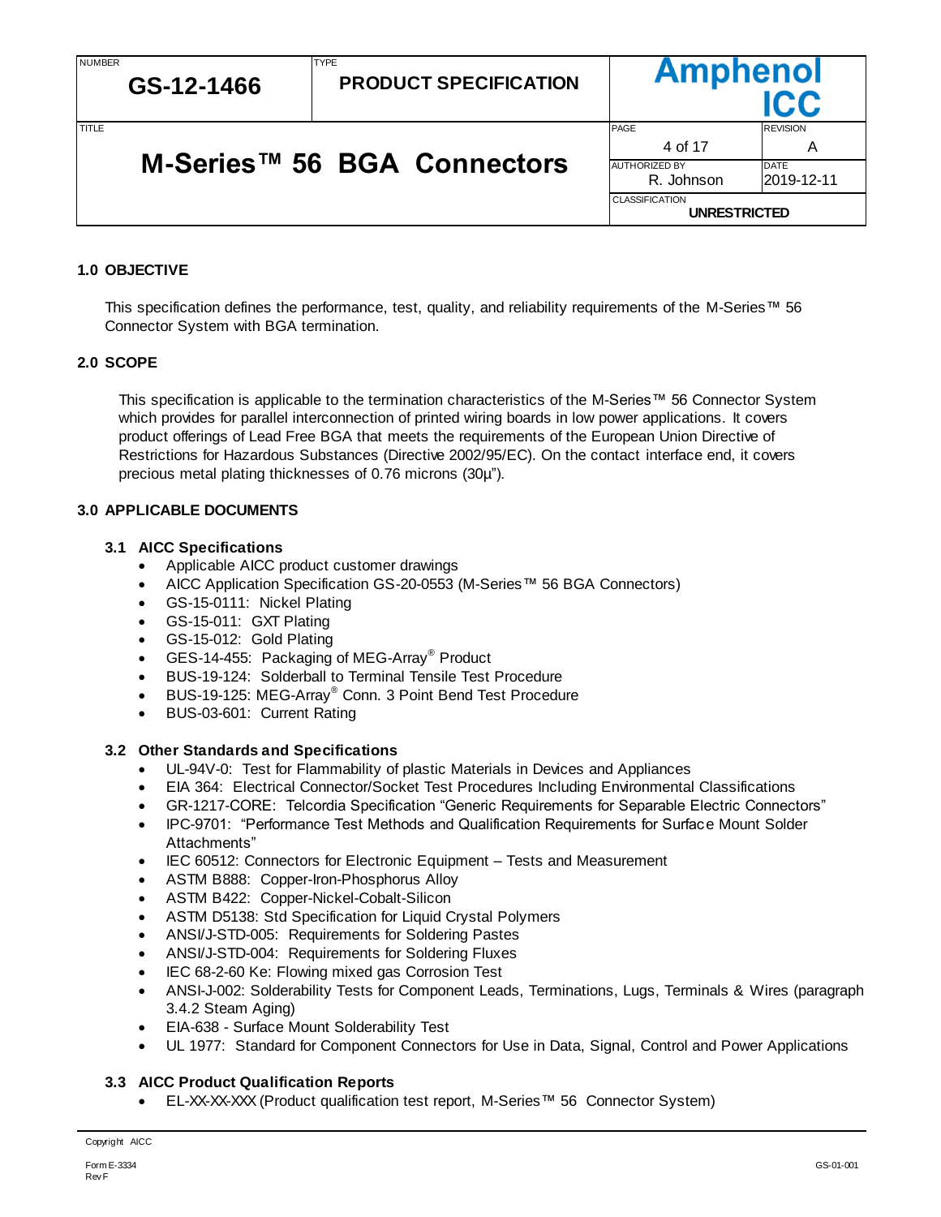## 1.0 OBJECTIVE

This specification defines the performance, test, quality, and reliability requirements of the M-Series™ 56 Connector System with BGA termination.

## 2.0 SCOPE

This specification is applicable to the termination characteristics of the M-Series™ 56 Connector System which provides for parallel interconnection of printed wiring boards in low power applications. It covers product offerings of Lead Free BGA that meets the requirements of the European Union Directive of Restrictions for Hazardous Substances (Directive 2002/95/EC). On the contact interface end, it covers precious metal plating thicknesses of 0.76 microns (30µ").

## 3.0 APPLICABLE DOCUMENTS

### 3.1 AICC Specifications

- Applicable AICC product customer drawings
- AICC Application Specification GS-20-0553 (M-Series™ 56 BGA Connectors)
- GS-15-0111: Nickel Plating
- GS-15-011: GXT Plating
- GS-15-012: Gold Plating
- GES-14-455: Packaging of MEG-Array® Product
- BUS-19-124: Solderball to Terminal Tensile Test Procedure
- BUS-19-125: MEG-Array® Conn. 3 Point Bend Test Procedure
- BUS-03-601: Current Rating

### 3.2 Other Standards and Specifications

- UL-94V-0: Test for Flammability of plastic Materials in Devices and Appliances
- EIA 364: Electrical Connector/Socket Test Procedures Including Environmental Classifications
- GR-1217-CORE: Telcordia Specification "Generic Requirements for Separable Electric Connectors"
- IPC-9701: "Performance Test Methods and Qualification Requirements for Surface Mount Solder Attachments"
- IEC 60512: Connectors for Electronic Equipment – Tests and Measurement
- ASTM B888: Copper-Iron-Phosphorus Alloy
- ASTM B422: Copper-Nickel-Cobalt-Silicon
- ASTM D5138: Std Specification for Liquid Crystal Polymers
- ANSI/J-STD-005: Requirements for Soldering Pastes
- ANSI/J-STD-004: Requirements for Soldering Fluxes
- IEC 68-2-60 Ke: Flowing mixed gas Corrosion Test
- ANSI-J-002: Solderability Tests for Component Leads, Terminations, Lugs, Terminals & Wires (paragraph 3.4.2 Steam Aging)
- EIA-638 - Surface Mount Solderability Test
- UL 1977: Standard for Component Connectors for Use in Data, Signal, Control and Power Applications

### 3.3 AICC Product Qualification Reports

- EL-XX-XX-XXX (Product qualification test report, M-Series™ 56 Connector System)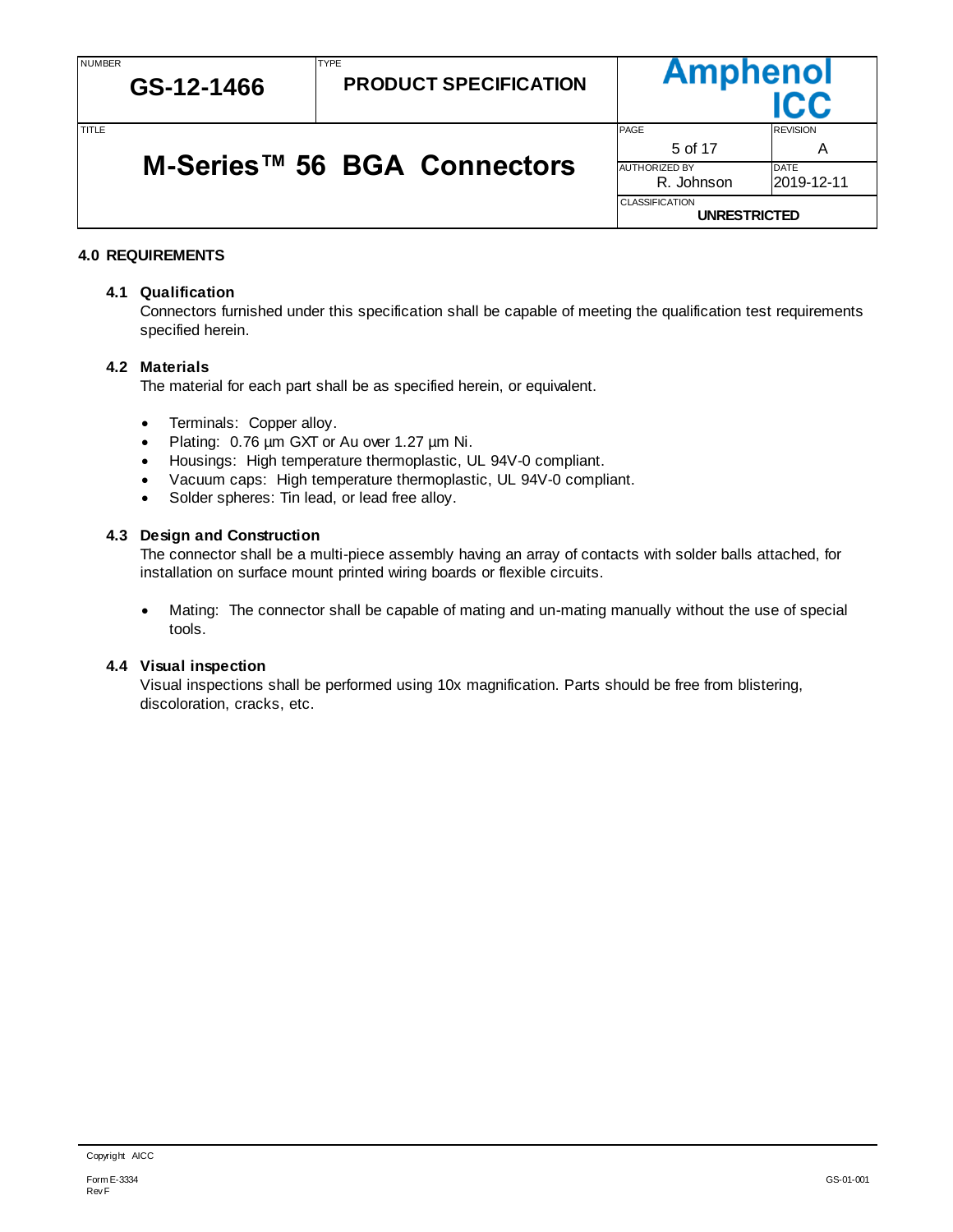## 4.0 REQUIREMENTS

### 4.1 Qualification

Connectors furnished under this specification shall be capable of meeting the qualification test requirements specified herein.

### 4.2 Materials

The material for each part shall be as specified herein, or equivalent.

- Terminals: Copper alloy.
- Plating: 0.76 µm GXT or Au over 1.27 µm Ni.
- Housings: High temperature thermoplastic, UL 94V-0 compliant.
- Vacuum caps: High temperature thermoplastic, UL 94V-0 compliant.
- Solder spheres: Tin lead, or lead free alloy.

### 4.3 Design and Construction

The connector shall be a multi-piece assembly having an array of contacts with solder balls attached, for installation on surface mount printed wiring boards or flexible circuits.

- Mating: The connector shall be capable of mating and un-mating manually without the use of special tools.

### 4.4 Visual inspection

Visual inspections shall be performed using 10x magnification. Parts should be free from blistering, discoloration, cracks, etc.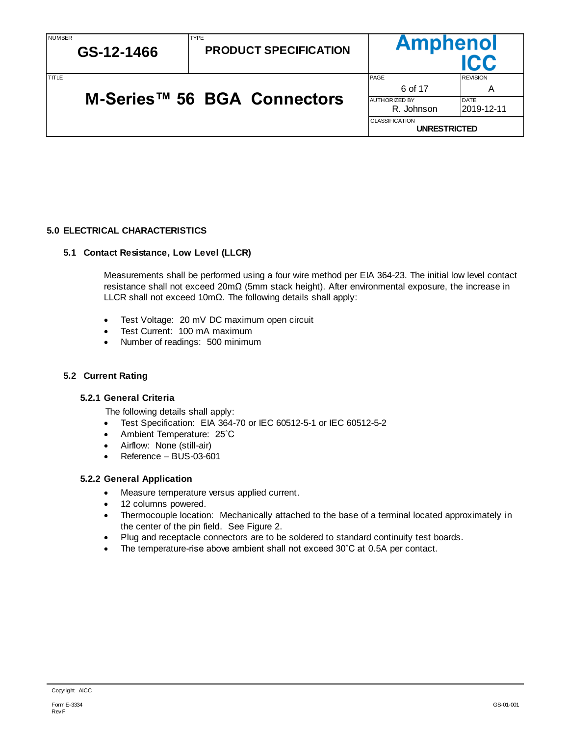## 5.0 ELECTRICAL CHARACTERISTICS

### 5.1 Contact Resistance, Low Level (LLCR)

Measurements shall be performed using a four wire method per EIA 364-23. The initial low level contact resistance shall not exceed 20mΩ (5mm stack height). After environmental exposure, the increase in LLCR shall not exceed 10mΩ. The following details shall apply:

- Test Voltage: 20 mV DC maximum open circuit
- Test Current: 100 mA maximum
- Number of readings: 500 minimum

### 5.2 Current Rating

#### 5.2.1 General Criteria

The following details shall apply:

- Test Specification: EIA 364-70 or IEC 60512-5-1 or IEC 60512-5-2
- Ambient Temperature: 25˚C
- Airflow: None (still-air)
- Reference – BUS-03-601

#### 5.2.2 General Application

- Measure temperature versus applied current.
- 12 columns powered.
- Thermocouple location: Mechanically attached to the base of a terminal located approximately in the center of the pin field. See Figure 2.
- Plug and receptacle connectors are to be soldered to standard continuity test boards.
- The temperature-rise above ambient shall not exceed 30˚C at 0.5A per contact.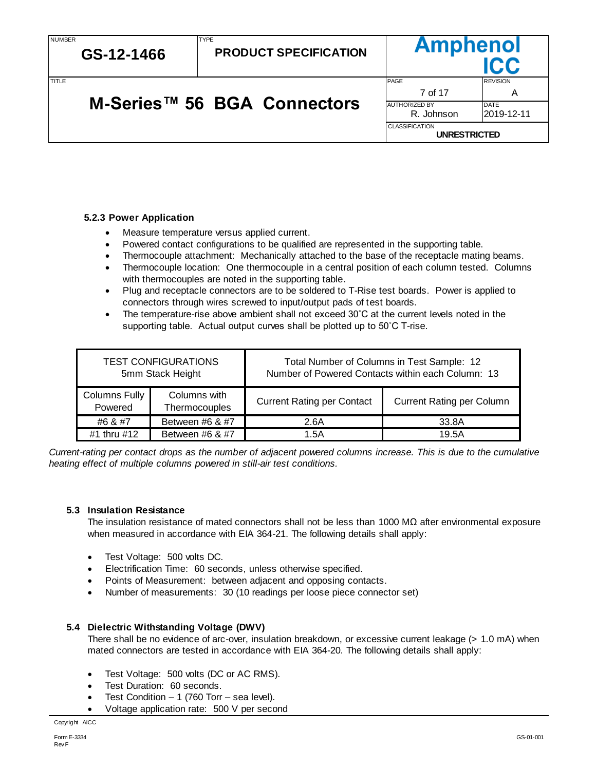#### 5.2.3 Power Application

- Measure temperature versus applied current.
- Powered contact configurations to be qualified are represented in the supporting table.
- Thermocouple attachment: Mechanically attached to the base of the receptacle mating beams.
- Thermocouple location: One thermocouple in a central position of each column tested. Columns with thermocouples are noted in the supporting table.
- Plug and receptacle connectors are to be soldered to T-Rise test boards. Power is applied to connectors through wires screwed to input/output pads of test boards.
- The temperature-rise above ambient shall not exceed 30˚C at the current levels noted in the supporting table. Actual output curves shall be plotted up to 50˚C T-rise.

| TEST CONFIGURATIONS 5mm Stack Height | | Total Number of Columns in Test Sample: 12 Number of Powered Contacts within each Column: 13 | |
|---|---|---|---|
| Columns Fully Powered | Columns with Thermocouples | Current Rating per Contact | Current Rating per Column |
| #6 & #7 | Between #6 & #7 | 2.6A | 33.8A |
| #1 thru #12 | Between #6 & #7 | 1.5A | 19.5A |

*Current-rating per contact drops as the number of adjacent powered columns increase. This is due to the cumulative heating effect of multiple columns powered in still-air test conditions.*

### 5.3 Insulation Resistance

The insulation resistance of mated connectors shall not be less than 1000 MΩ after environmental exposure when measured in accordance with EIA 364-21. The following details shall apply:

- Test Voltage: 500 volts DC.
- Electrification Time: 60 seconds, unless otherwise specified.
- Points of Measurement: between adjacent and opposing contacts.
- Number of measurements: 30 (10 readings per loose piece connector set)

### 5.4 Dielectric Withstanding Voltage (DWV)

There shall be no evidence of arc-over, insulation breakdown, or excessive current leakage (> 1.0 mA) when mated connectors are tested in accordance with EIA 364-20. The following details shall apply:

- Test Voltage: 500 volts (DC or AC RMS).
- Test Duration: 60 seconds.
- Test Condition – 1 (760 Torr – sea level).
- Voltage application rate: 500 V per second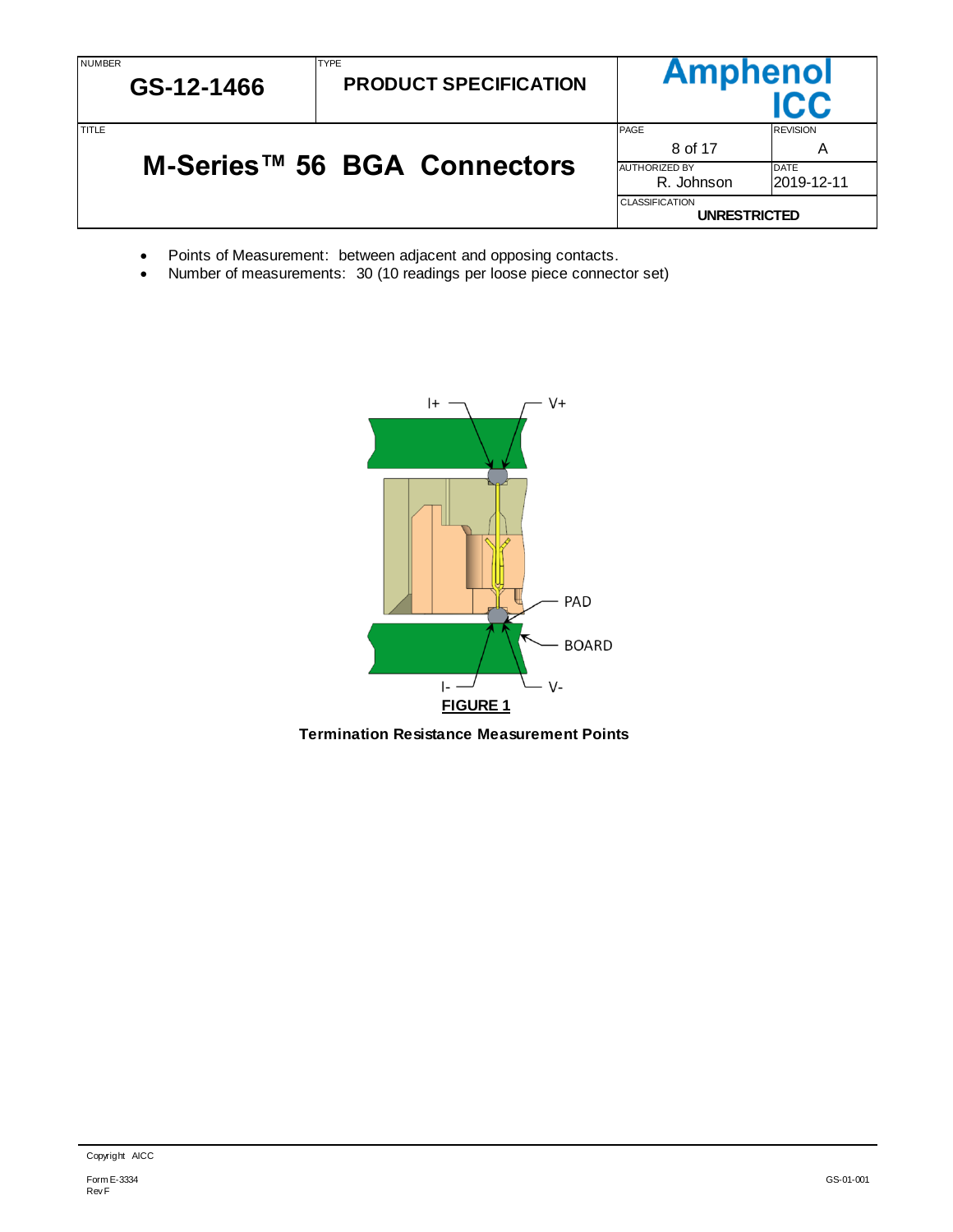- Points of Measurement: between adjacent and opposing contacts.
- Number of measurements: 30 (10 readings per loose piece connector set)

**FIGURE 1**

**Termination Resistance Measurement Points**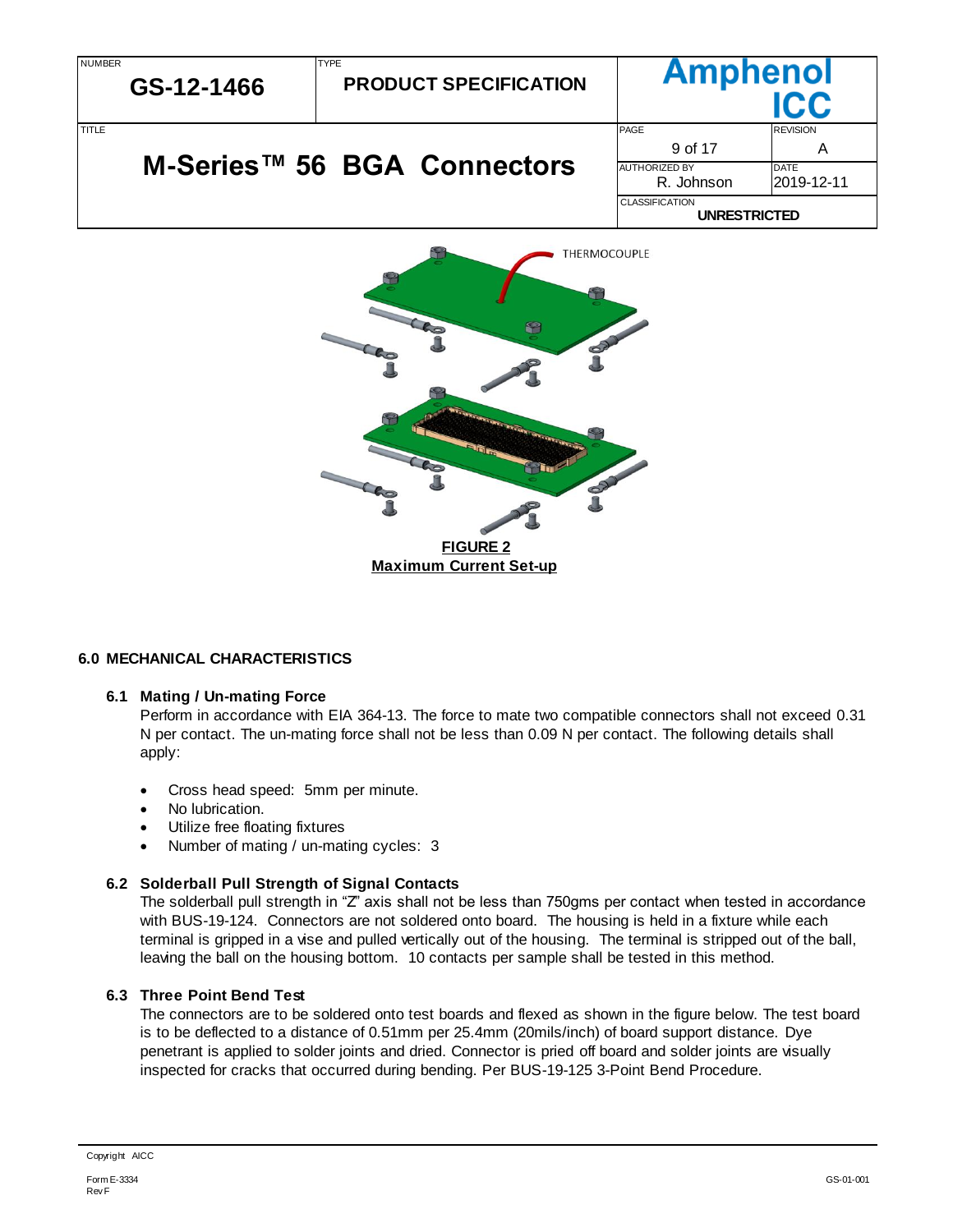THERMOCOUPLE

**FIGURE 2**
**Maximum Current Set-up**

## 6.0 MECHANICAL CHARACTERISTICS

### 6.1 Mating / Un-mating Force

Perform in accordance with EIA 364-13. The force to mate two compatible connectors shall not exceed 0.31 N per contact. The un-mating force shall not be less than 0.09 N per contact. The following details shall apply:

- Cross head speed: 5mm per minute.
- No lubrication.
- Utilize free floating fixtures
- Number of mating / un-mating cycles: 3

### 6.2 Solderball Pull Strength of Signal Contacts

The solderball pull strength in "Z" axis shall not be less than 750gms per contact when tested in accordance with BUS-19-124. Connectors are not soldered onto board. The housing is held in a fixture while each terminal is gripped in a vise and pulled vertically out of the housing. The terminal is stripped out of the ball, leaving the ball on the housing bottom. 10 contacts per sample shall be tested in this method.

### 6.3 Three Point Bend Test

The connectors are to be soldered onto test boards and flexed as shown in the figure below. The test board is to be deflected to a distance of 0.51mm per 25.4mm (20mils/inch) of board support distance. Dye penetrant is applied to solder joints and dried. Connector is pried off board and solder joints are visually inspected for cracks that occurred during bending. Per BUS-19-125 3-Point Bend Procedure.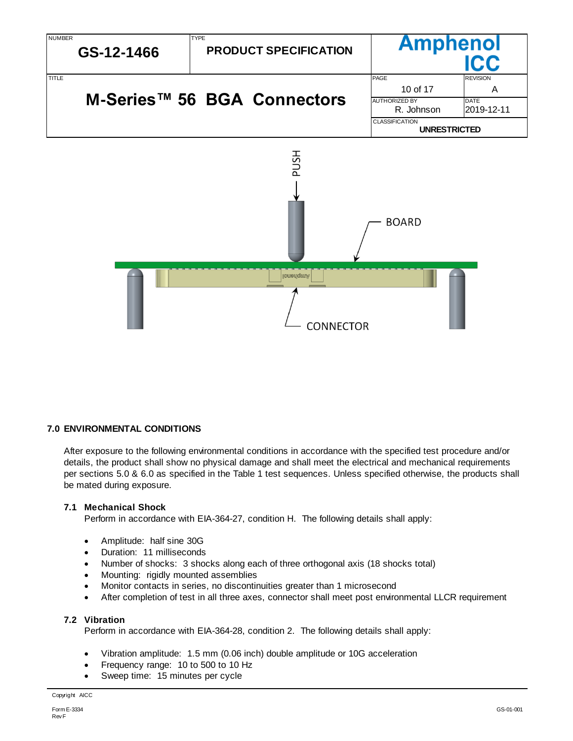## 7.0 ENVIRONMENTAL CONDITIONS

After exposure to the following environmental conditions in accordance with the specified test procedure and/or details, the product shall show no physical damage and shall meet the electrical and mechanical requirements per sections 5.0 & 6.0 as specified in the Table 1 test sequences. Unless specified otherwise, the products shall be mated during exposure.

### 7.1 Mechanical Shock

Perform in accordance with EIA-364-27, condition H. The following details shall apply:

- Amplitude: half sine 30G
- Duration: 11 milliseconds
- Number of shocks: 3 shocks along each of three orthogonal axis (18 shocks total)
- Mounting: rigidly mounted assemblies
- Monitor contacts in series, no discontinuities greater than 1 microsecond
- After completion of test in all three axes, connector shall meet post environmental LLCR requirement

### 7.2 Vibration

Perform in accordance with EIA-364-28, condition 2. The following details shall apply:

- Vibration amplitude: 1.5 mm (0.06 inch) double amplitude or 10G acceleration
- Frequency range: 10 to 500 to 10 Hz
- Sweep time: 15 minutes per cycle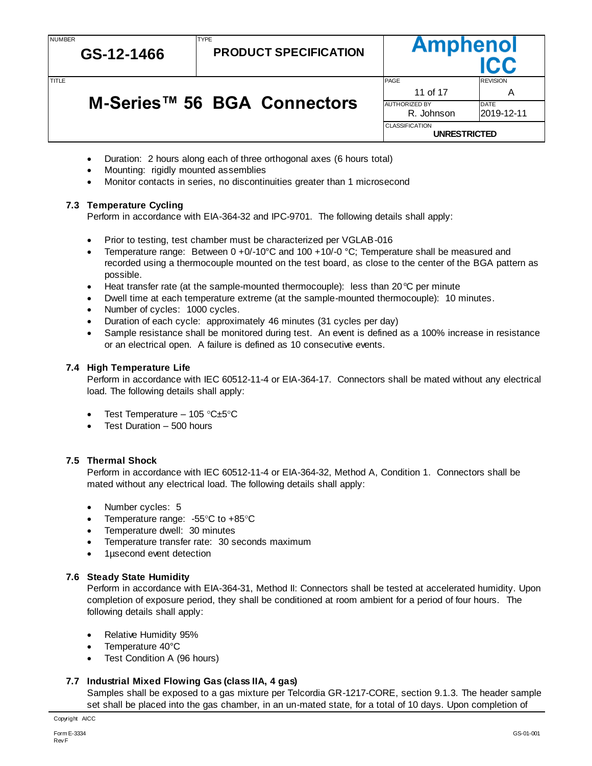- Duration: 2 hours along each of three orthogonal axes (6 hours total)
- Mounting: rigidly mounted assemblies
- Monitor contacts in series, no discontinuities greater than 1 microsecond

### 7.3 Temperature Cycling

Perform in accordance with EIA-364-32 and IPC-9701. The following details shall apply:

- Prior to testing, test chamber must be characterized per VGLAB-016
- Temperature range: Between 0 +0/-10°C and 100 +10/-0 °C; Temperature shall be measured and recorded using a thermocouple mounted on the test board, as close to the center of the BGA pattern as possible.
- Heat transfer rate (at the sample-mounted thermocouple): less than 20°C per minute
- Dwell time at each temperature extreme (at the sample-mounted thermocouple): 10 minutes.
- Number of cycles: 1000 cycles.
- Duration of each cycle: approximately 46 minutes (31 cycles per day)
- Sample resistance shall be monitored during test. An event is defined as a 100% increase in resistance or an electrical open. A failure is defined as 10 consecutive events.

### 7.4 High Temperature Life

Perform in accordance with IEC 60512-11-4 or EIA-364-17. Connectors shall be mated without any electrical load. The following details shall apply:

- Test Temperature – 105 °C±5°C
- Test Duration – 500 hours

### 7.5 Thermal Shock

Perform in accordance with IEC 60512-11-4 or EIA-364-32, Method A, Condition 1. Connectors shall be mated without any electrical load. The following details shall apply:

- Number cycles: 5
- Temperature range: -55°C to +85°C
- Temperature dwell: 30 minutes
- Temperature transfer rate: 30 seconds maximum
- 1µsecond event detection

### 7.6 Steady State Humidity

Perform in accordance with EIA-364-31, Method II: Connectors shall be tested at accelerated humidity. Upon completion of exposure period, they shall be conditioned at room ambient for a period of four hours. The following details shall apply:

- Relative Humidity 95%
- Temperature 40°C
- Test Condition A (96 hours)

### 7.7 Industrial Mixed Flowing Gas (class IIA, 4 gas)

Samples shall be exposed to a gas mixture per Telcordia GR-1217-CORE, section 9.1.3. The header sample set shall be placed into the gas chamber, in an un-mated state, for a total of 10 days. Upon completion of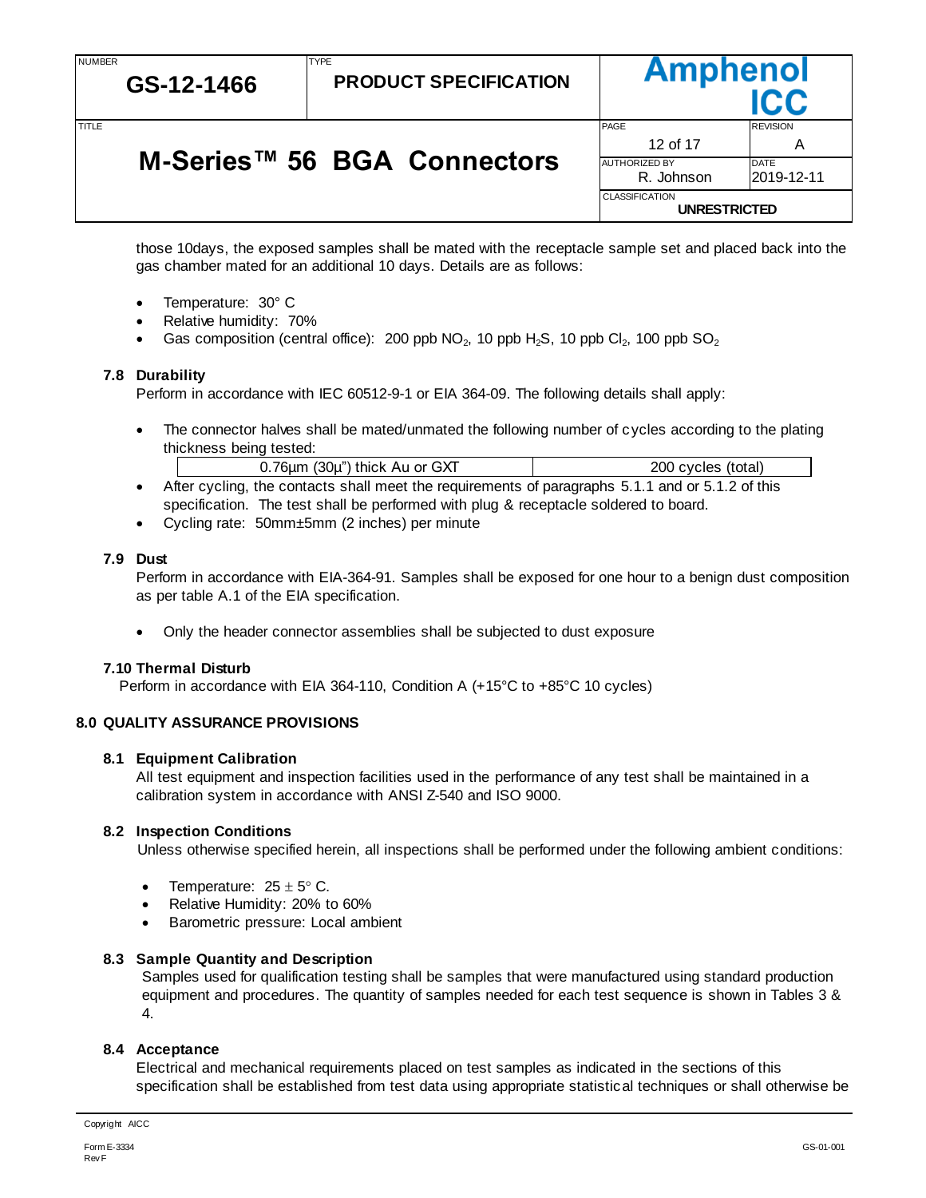those 10days, the exposed samples shall be mated with the receptacle sample set and placed back into the gas chamber mated for an additional 10 days. Details are as follows:

- Temperature: 30° C
- Relative humidity: 70%
- Gas composition (central office): 200 ppb $NO_2$, 10 ppb $H_2S$, 10 ppb $Cl_2$, 100 ppb $SO_2$

### 7.8 Durability

Perform in accordance with IEC 60512-9-1 or EIA 364-09. The following details shall apply:

- The connector halves shall be mated/unmated the following number of cycles according to the plating thickness being tested:

| 0.76µm (30µ") thick Au or GXT | 200 cycles (total) |
|---|---|

- After cycling, the contacts shall meet the requirements of paragraphs 5.1.1 and or 5.1.2 of this specification. The test shall be performed with plug & receptacle soldered to board.
- Cycling rate: 50mm±5mm (2 inches) per minute

### 7.9 Dust

Perform in accordance with EIA-364-91. Samples shall be exposed for one hour to a benign dust composition as per table A.1 of the EIA specification.

- Only the header connector assemblies shall be subjected to dust exposure

### 7.10 Thermal Disturb

Perform in accordance with EIA 364-110, Condition A (+15°C to +85°C 10 cycles)

## 8.0 QUALITY ASSURANCE PROVISIONS

### 8.1 Equipment Calibration

All test equipment and inspection facilities used in the performance of any test shall be maintained in a calibration system in accordance with ANSI Z-540 and ISO 9000.

### 8.2 Inspection Conditions

Unless otherwise specified herein, all inspections shall be performed under the following ambient conditions:

- Temperature: 25 ± 5° C.
- Relative Humidity: 20% to 60%
- Barometric pressure: Local ambient

### 8.3 Sample Quantity and Description

Samples used for qualification testing shall be samples that were manufactured using standard production equipment and procedures. The quantity of samples needed for each test sequence is shown in Tables 3 & 4.

### 8.4 Acceptance

Electrical and mechanical requirements placed on test samples as indicated in the sections of this specification shall be established from test data using appropriate statistical techniques or shall otherwise be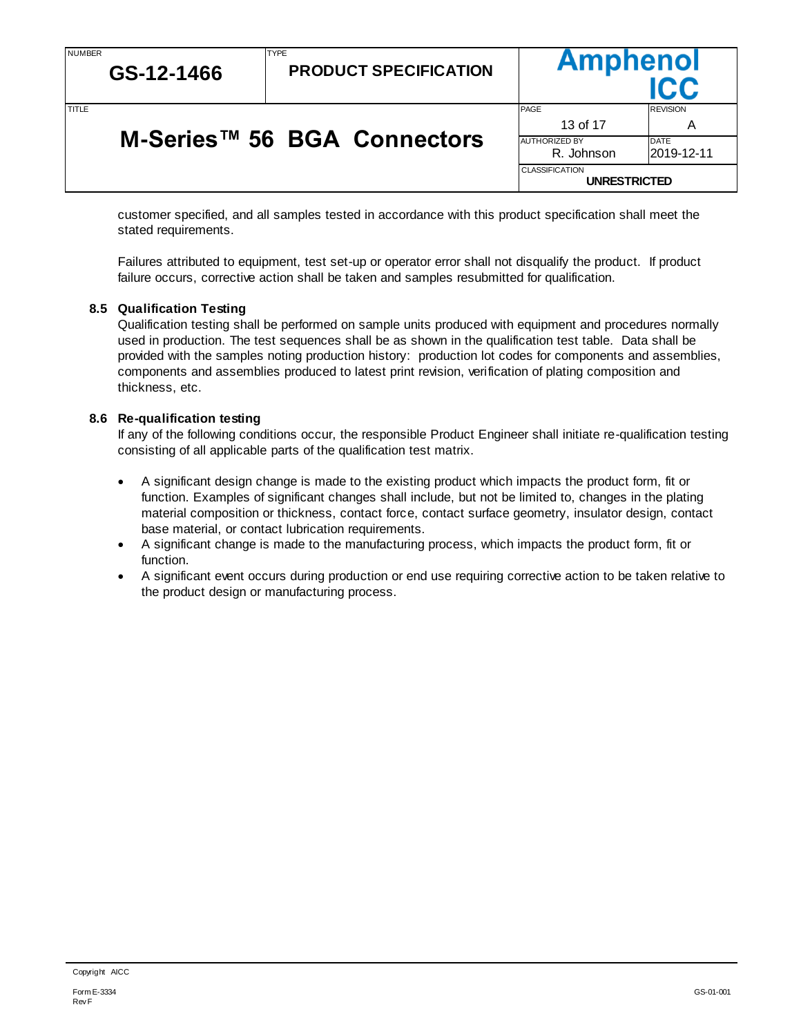customer specified, and all samples tested in accordance with this product specification shall meet the stated requirements.

Failures attributed to equipment, test set-up or operator error shall not disqualify the product. If product failure occurs, corrective action shall be taken and samples resubmitted for qualification.

### 8.5 Qualification Testing

Qualification testing shall be performed on sample units produced with equipment and procedures normally used in production. The test sequences shall be as shown in the qualification test table. Data shall be provided with the samples noting production history: production lot codes for components and assemblies, components and assemblies produced to latest print revision, verification of plating composition and thickness, etc.

### 8.6 Re-qualification testing

If any of the following conditions occur, the responsible Product Engineer shall initiate re-qualification testing consisting of all applicable parts of the qualification test matrix.

- A significant design change is made to the existing product which impacts the product form, fit or function. Examples of significant changes shall include, but not be limited to, changes in the plating material composition or thickness, contact force, contact surface geometry, insulator design, contact base material, or contact lubrication requirements.
- A significant change is made to the manufacturing process, which impacts the product form, fit or function.
- A significant event occurs during production or end use requiring corrective action to be taken relative to the product design or manufacturing process.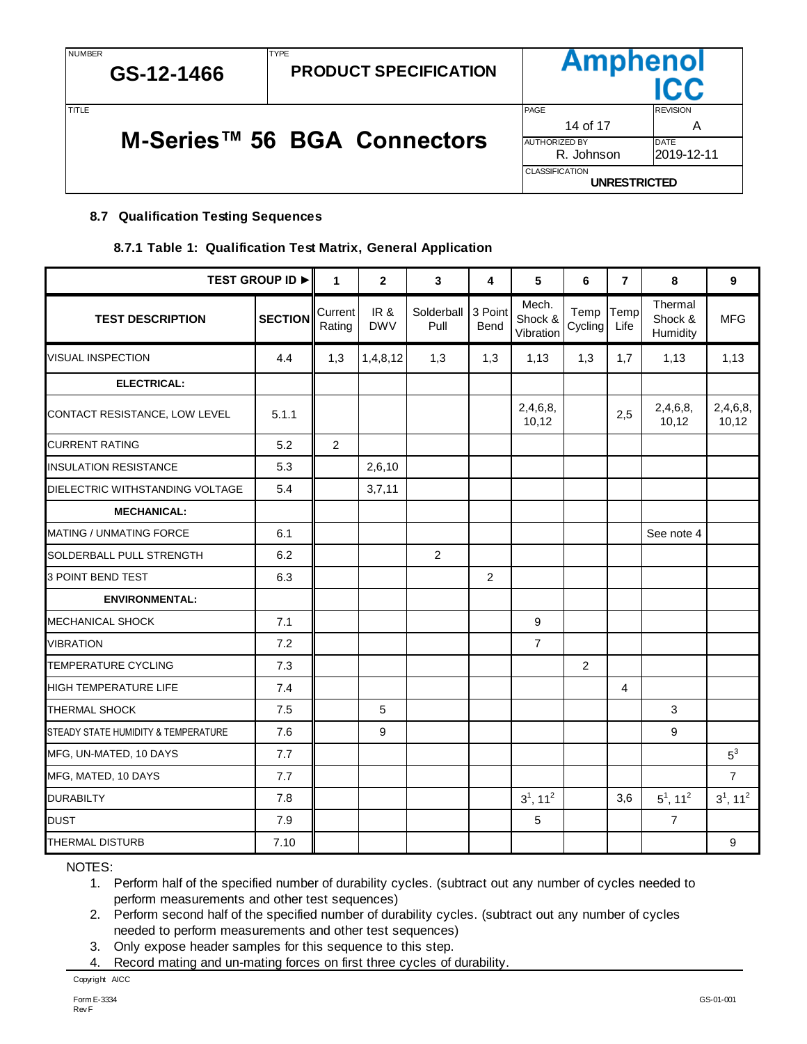### 8.7 Qualification Testing Sequences

#### 8.7.1 Table 1: Qualification Test Matrix, General Application

| TEST GROUP ID ▶ | | 1 | 2 | 3 | 4 | 5 | 6 | 7 | 8 | 9 |
|---|---|---|---|---|---|---|---|---|---|---|
| **TEST DESCRIPTION** | **SECTION** | Current Rating | IR & DWV | Solderball Pull | 3 Point Bend | Mech. Shock & Vibration | Temp Cycling | Temp Life | Thermal Shock & Humidity | MFG |
| VISUAL INSPECTION | 4.4 | 1,3 | 1,4,8,12 | 1,3 | 1,3 | 1,13 | 1,3 | 1,7 | 1,13 | 1,13 |
| **ELECTRICAL:** | | | | | | | | | | |
| CONTACT RESISTANCE, LOW LEVEL | 5.1.1 | | | | | 2,4,6,8, 10,12 | | 2,5 | 2,4,6,8, 10,12 | 2,4,6,8, 10,12 |
| CURRENT RATING | 5.2 | 2 | | | | | | | | |
| INSULATION RESISTANCE | 5.3 | | 2,6,10 | | | | | | | |
| DIELECTRIC WITHSTANDING VOLTAGE | 5.4 | | 3,7,11 | | | | | | | |
| **MECHANICAL:** | | | | | | | | | | |
| MATING / UNMATING FORCE | 6.1 | | | | | | | | See note 4 | |
| SOLDERBALL PULL STRENGTH | 6.2 | | | 2 | | | | | | |
| 3 POINT BEND TEST | 6.3 | | | | 2 | | | | | |
| **ENVIRONMENTAL:** | | | | | | | | | | |
| MECHANICAL SHOCK | 7.1 | | | | | 9 | | | | |
| VIBRATION | 7.2 | | | | | 7 | | | | |
| TEMPERATURE CYCLING | 7.3 | | | | | | 2 | | | |
| HIGH TEMPERATURE LIFE | 7.4 | | | | | | | 4 | | |
| THERMAL SHOCK | 7.5 | | 5 | | | | | | 3 | |
| STEADY STATE HUMIDITY & TEMPERATURE | 7.6 | | 9 | | | | | | 9 | |
| MFG, UN-MATED, 10 DAYS | 7.7 | | | | | | | | | 5[3] |
| MFG, MATED, 10 DAYS | 7.7 | | | | | | | | | 7 |
| DURABILTY | 7.8 | | | | | 3[1], 11[2] | | 3,6 | 5[1], 11[2] | 3[1], 11[2] |
| DUST | 7.9 | | | | | 5 | | | 7 | |
| THERMAL DISTURB | 7.10 | | | | | | | | | 9 |

NOTES:

1. Perform half of the specified number of durability cycles. (subtract out any number of cycles needed to perform measurements and other test sequences)
2. Perform second half of the specified number of durability cycles. (subtract out any number of cycles needed to perform measurements and other test sequences)
3. Only expose header samples for this sequence to this step.
4. Record mating and un-mating forces on first three cycles of durability.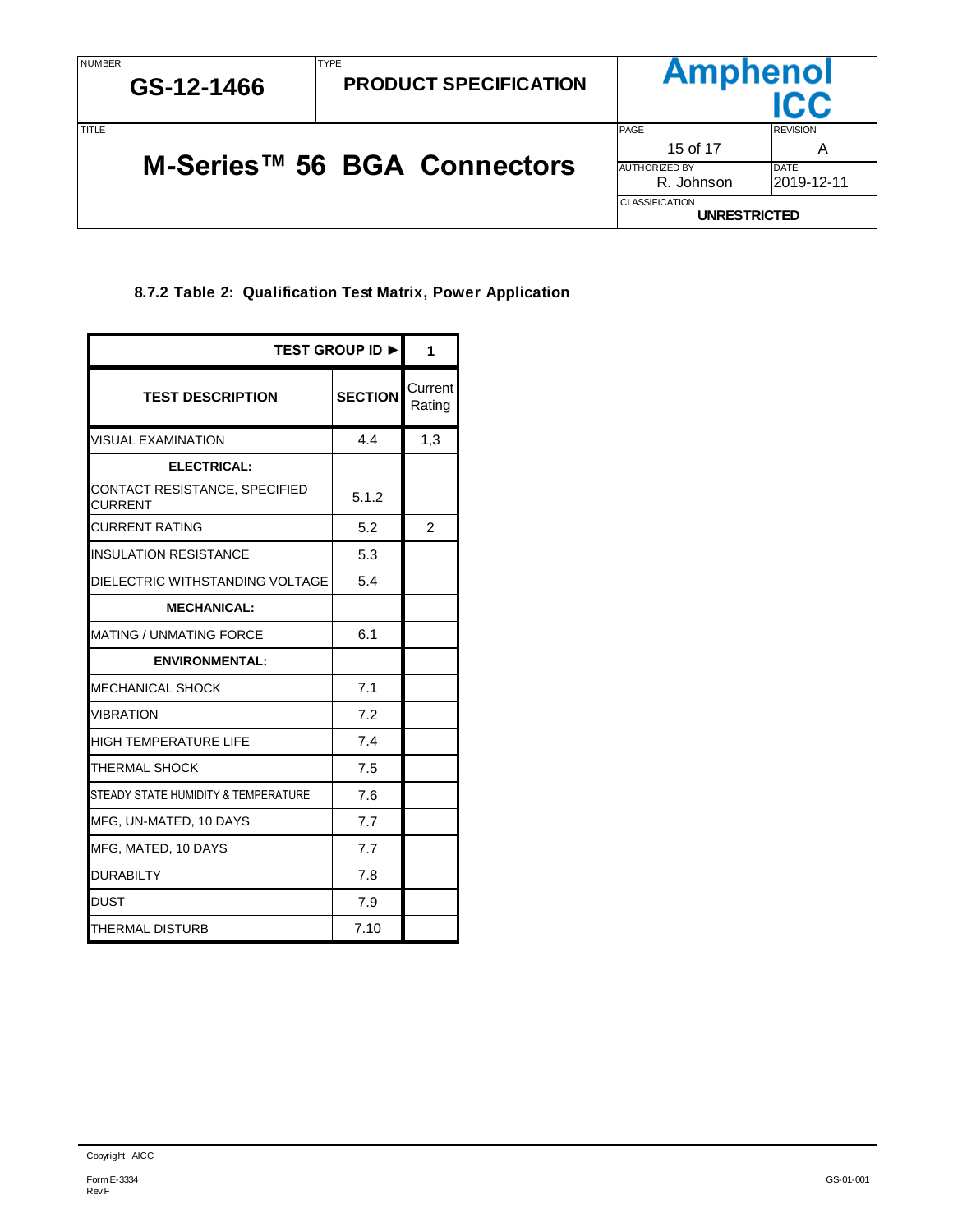### 8.7.2 Table 2: Qualification Test Matrix, Power Application

| TEST GROUP ID ► | | 1 |
|---|---|---|
| **TEST DESCRIPTION** | **SECTION** | Current Rating |
| VISUAL EXAMINATION | 4.4 | 1,3 |
| **ELECTRICAL:** | | |
| CONTACT RESISTANCE, SPECIFIED CURRENT | 5.1.2 | |
| CURRENT RATING | 5.2 | 2 |
| INSULATION RESISTANCE | 5.3 | |
| DIELECTRIC WITHSTANDING VOLTAGE | 5.4 | |
| **MECHANICAL:** | | |
| MATING / UNMATING FORCE | 6.1 | |
| **ENVIRONMENTAL:** | | |
| MECHANICAL SHOCK | 7.1 | |
| VIBRATION | 7.2 | |
| HIGH TEMPERATURE LIFE | 7.4 | |
| THERMAL SHOCK | 7.5 | |
| STEADY STATE HUMIDITY & TEMPERATURE | 7.6 | |
| MFG, UN-MATED, 10 DAYS | 7.7 | |
| MFG, MATED, 10 DAYS | 7.7 | |
| DURABILTY | 7.8 | |
| DUST | 7.9 | |
| THERMAL DISTURB | 7.10 | |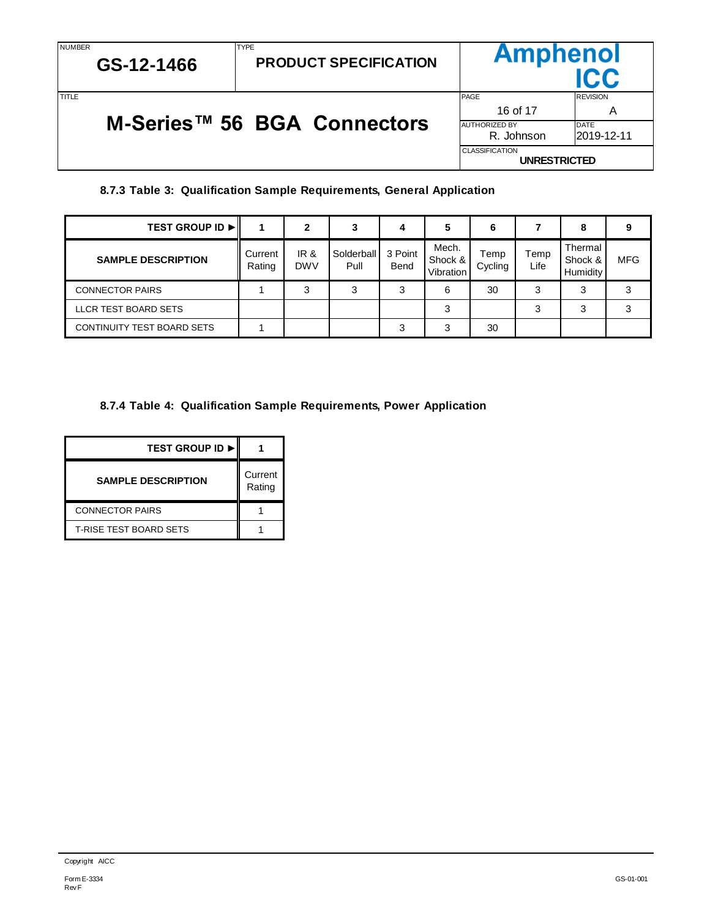### 8.7.3 Table 3: Qualification Sample Requirements, General Application

| TEST GROUP ID ▶ | 1 | 2 | 3 | 4 | 5 | 6 | 7 | 8 | 9 |
|---|---|---|---|---|---|---|---|---|---|
| **SAMPLE DESCRIPTION** | Current Rating | IR & DWV | Solderball Pull | 3 Point Bend | Mech. Shock & Vibration | Temp Cycling | Temp Life | Thermal Shock & Humidity | MFG |
| CONNECTOR PAIRS | 1 | 3 | 3 | 3 | 6 | 30 | 3 | 3 | 3 |
| LLCR TEST BOARD SETS | | | | | 3 | | 3 | 3 | 3 |
| CONTINUITY TEST BOARD SETS | 1 | | | 3 | 3 | 30 | | | |

### 8.7.4 Table 4: Qualification Sample Requirements, Power Application

| TEST GROUP ID ▶ | 1 |
|---|---|
| **SAMPLE DESCRIPTION** | Current Rating |
| CONNECTOR PAIRS | 1 |
| T-RISE TEST BOARD SETS | 1 |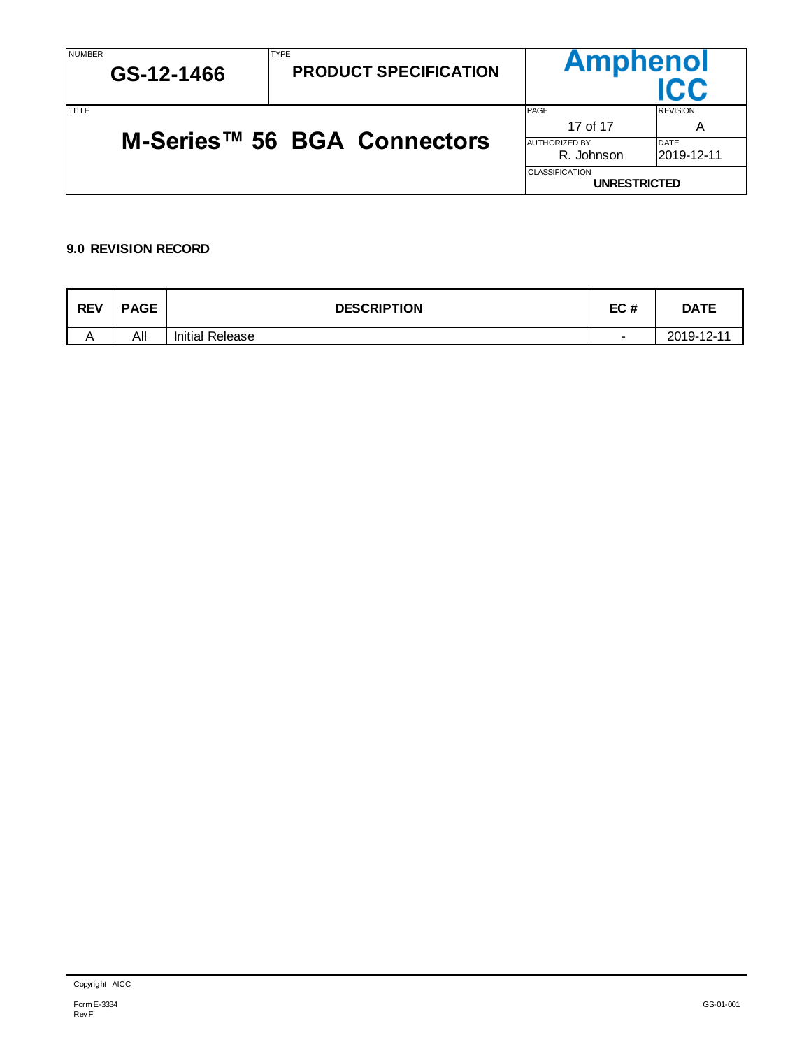## 9.0 REVISION RECORD

| REV | PAGE | DESCRIPTION | EC # | DATE |
|---|---|---|---|---|
| A | All | Initial Release | - | 2019-12-11 |